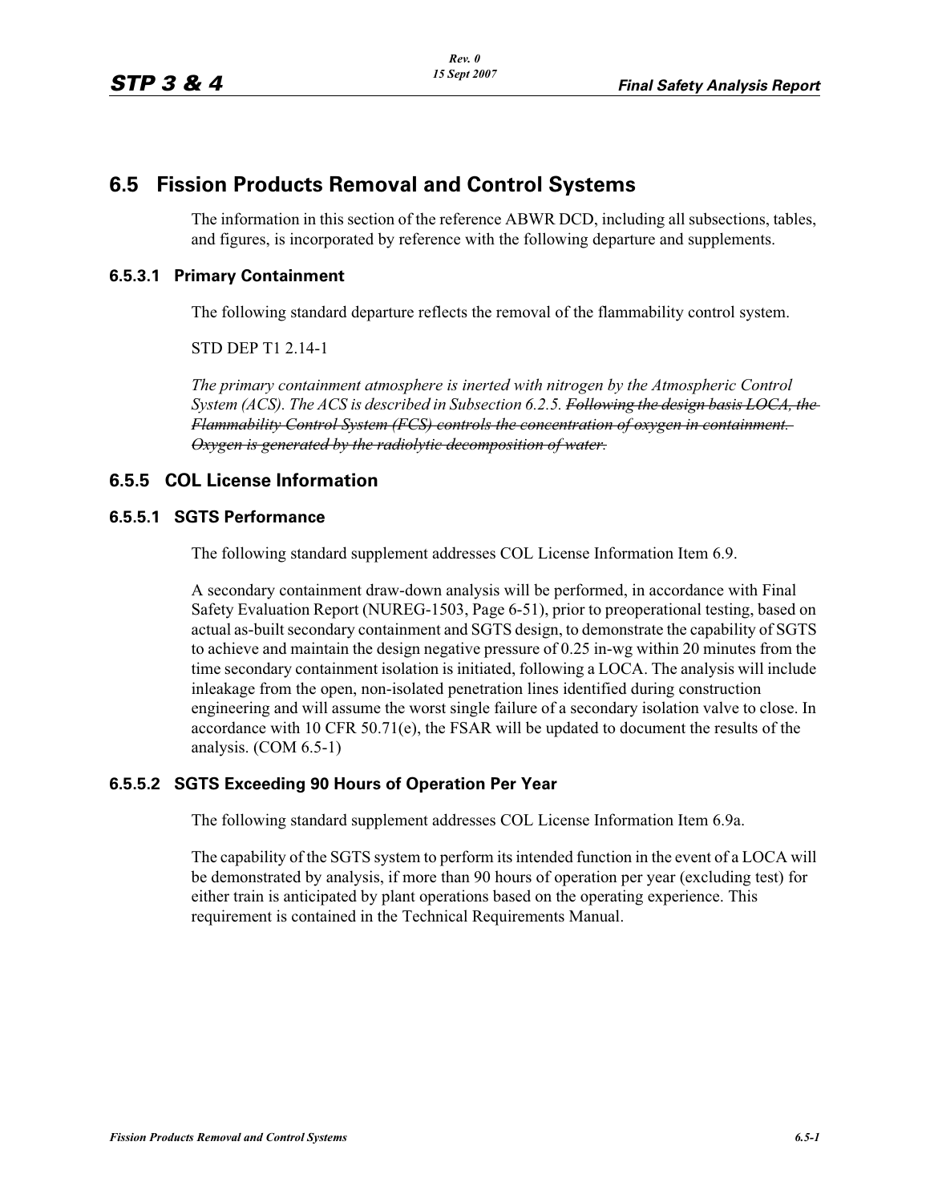## 6.5 Fission Products Removal and Control Systems

The information in this section of the reference ABWR DCD, including all subsections, tables, and figures, is incorporated by reference with the following departure and supplements.

### 6.5.3.1 Primary Containment

The following standard departure reflects the removal of the flammability control system.

STD DEP T1 2.14-1

*The primary containment atmosphere is inerted with nitrogen by the Atmospheric Control System (ACS). The ACS is described in Subsection 6.2.5. ~~Following the design basis LOCA, the Flammability Control System (FCS) controls the concentration of oxygen in containment. Oxygen is generated by the radiolytic decomposition of water.~~*

### 6.5.5 COL License Information

#### 6.5.5.1 SGTS Performance

The following standard supplement addresses COL License Information Item 6.9.

A secondary containment draw-down analysis will be performed, in accordance with Final Safety Evaluation Report (NUREG-1503, Page 6-51), prior to preoperational testing, based on actual as-built secondary containment and SGTS design, to demonstrate the capability of SGTS to achieve and maintain the design negative pressure of 0.25 in-wg within 20 minutes from the time secondary containment isolation is initiated, following a LOCA. The analysis will include inleakage from the open, non-isolated penetration lines identified during construction engineering and will assume the worst single failure of a secondary isolation valve to close. In accordance with 10 CFR 50.71(e), the FSAR will be updated to document the results of the analysis. (COM 6.5-1)

#### 6.5.5.2 SGTS Exceeding 90 Hours of Operation Per Year

The following standard supplement addresses COL License Information Item 6.9a.

The capability of the SGTS system to perform its intended function in the event of a LOCA will be demonstrated by analysis, if more than 90 hours of operation per year (excluding test) for either train is anticipated by plant operations based on the operating experience. This requirement is contained in the Technical Requirements Manual.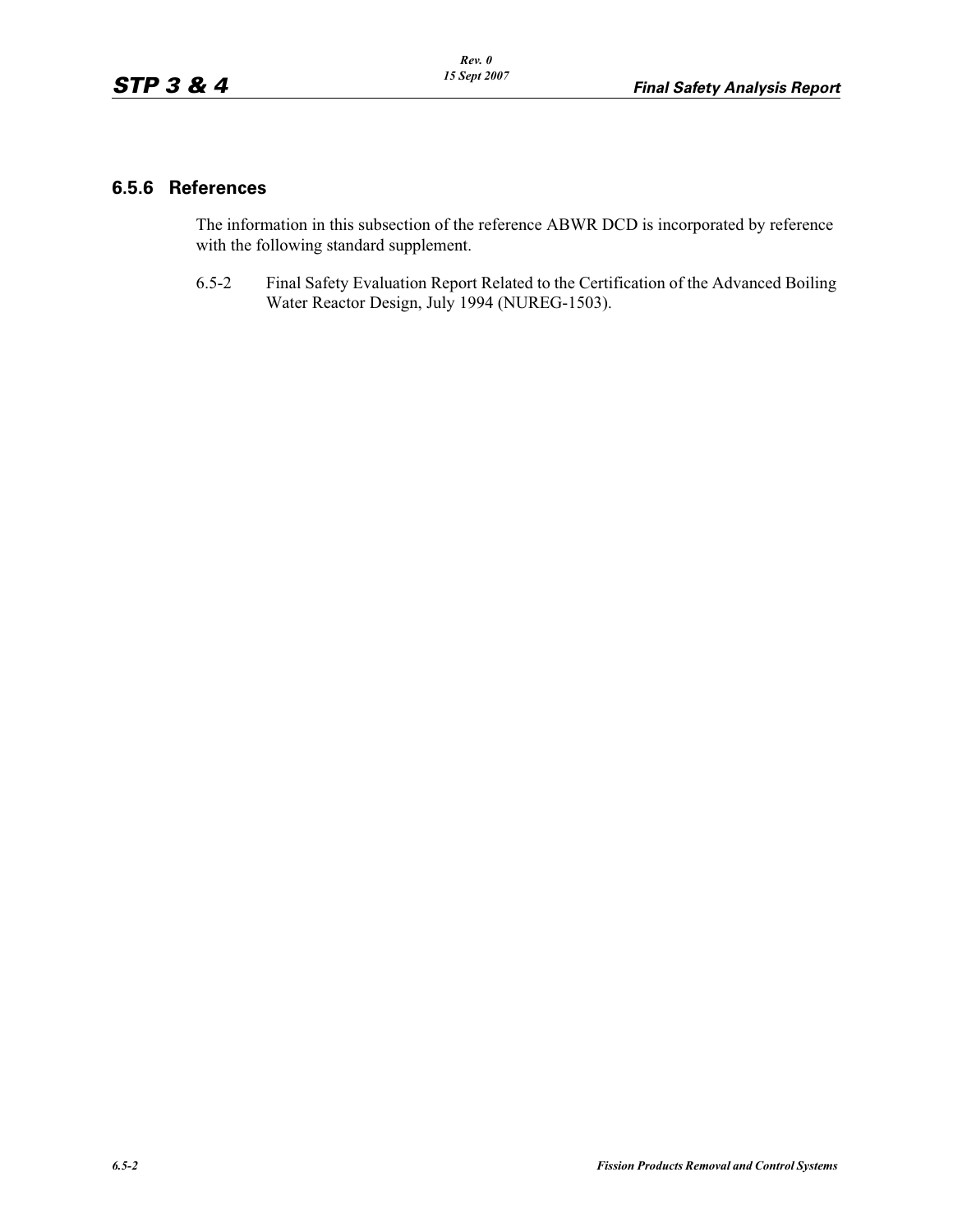### 6.5.6 References

The information in this subsection of the reference ABWR DCD is incorporated by reference with the following standard supplement.

6.5-2 Final Safety Evaluation Report Related to the Certification of the Advanced Boiling Water Reactor Design, July 1994 (NUREG-1503).